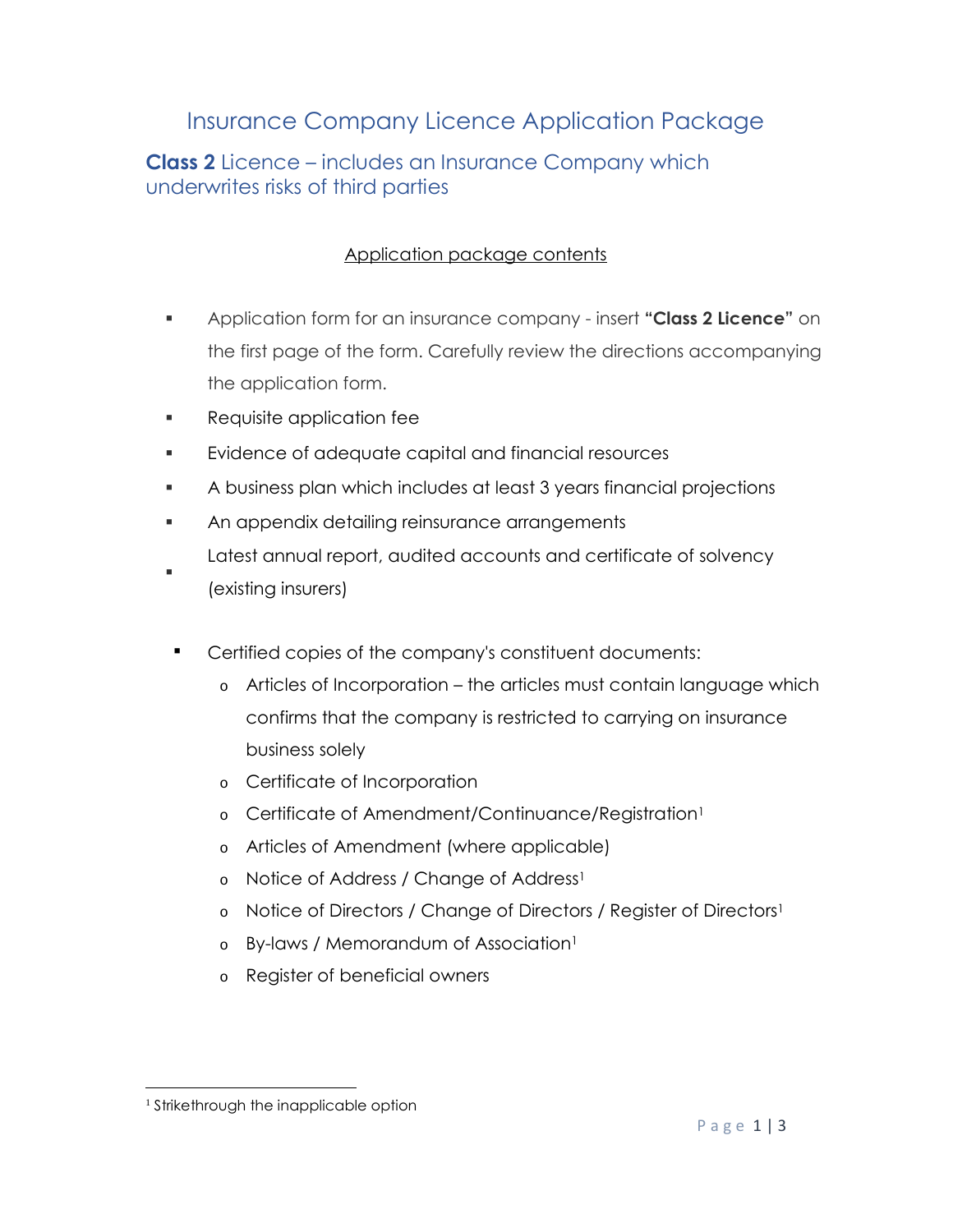# Insurance Company Licence Application Package

## **Class 2** Licence – includes an Insurance Company which underwrites risks of third parties

### Application package contents

- Application form for an insurance company - insert **"Class 2 Licence"** on the first page of the form. Carefully review the directions accompanying the application form.
- Requisite application fee
- Evidence of adequate capital and financial resources
- A business plan which includes at least 3 years financial projections
- An appendix detailing reinsurance arrangements
- Latest annual report, audited accounts and certificate of solvency (existing insurers)
- Certified copies of the company's constituent documents:
  - Articles of Incorporation – the articles must contain language which confirms that the company is restricted to carrying on insurance business solely
  - Certificate of Incorporation
  - Certificate of Amendment/Continuance/Registration[1]
  - Articles of Amendment (where applicable)
  - Notice of Address / Change of Address[1]
  - Notice of Directors / Change of Directors / Register of Directors[1]
  - By-laws / Memorandum of Association[1]
  - Register of beneficial owners

---

[1] Strikethrough the inapplicable option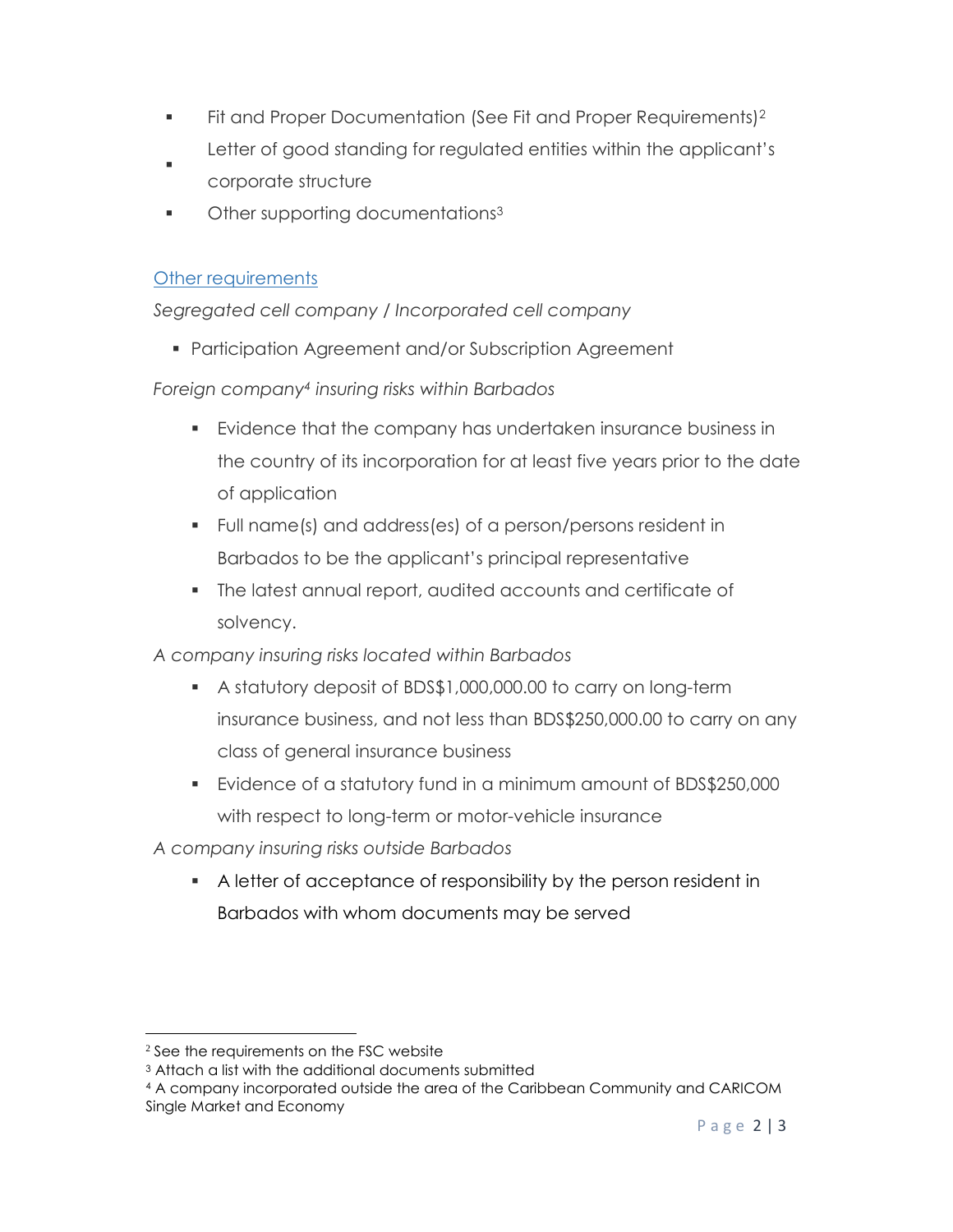- Fit and Proper Documentation (See Fit and Proper Requirements)[2]
- Letter of good standing for regulated entities within the applicant's corporate structure
- Other supporting documentations[3]

## Other requirements

*Segregated cell company / Incorporated cell company*

- Participation Agreement and/or Subscription Agreement

*Foreign company[4] insuring risks within Barbados*

- Evidence that the company has undertaken insurance business in the country of its incorporation for at least five years prior to the date of application
- Full name(s) and address(es) of a person/persons resident in Barbados to be the applicant's principal representative
- The latest annual report, audited accounts and certificate of solvency.

*A company insuring risks located within Barbados*

- A statutory deposit of BDS$1,000,000.00 to carry on long-term insurance business, and not less than BDS$250,000.00 to carry on any class of general insurance business
- Evidence of a statutory fund in a minimum amount of BDS$250,000 with respect to long-term or motor-vehicle insurance

*A company insuring risks outside Barbados*

- A letter of acceptance of responsibility by the person resident in Barbados with whom documents may be served

---

[2] See the requirements on the FSC website

[3] Attach a list with the additional documents submitted

[4] A company incorporated outside the area of the Caribbean Community and CARICOM Single Market and Economy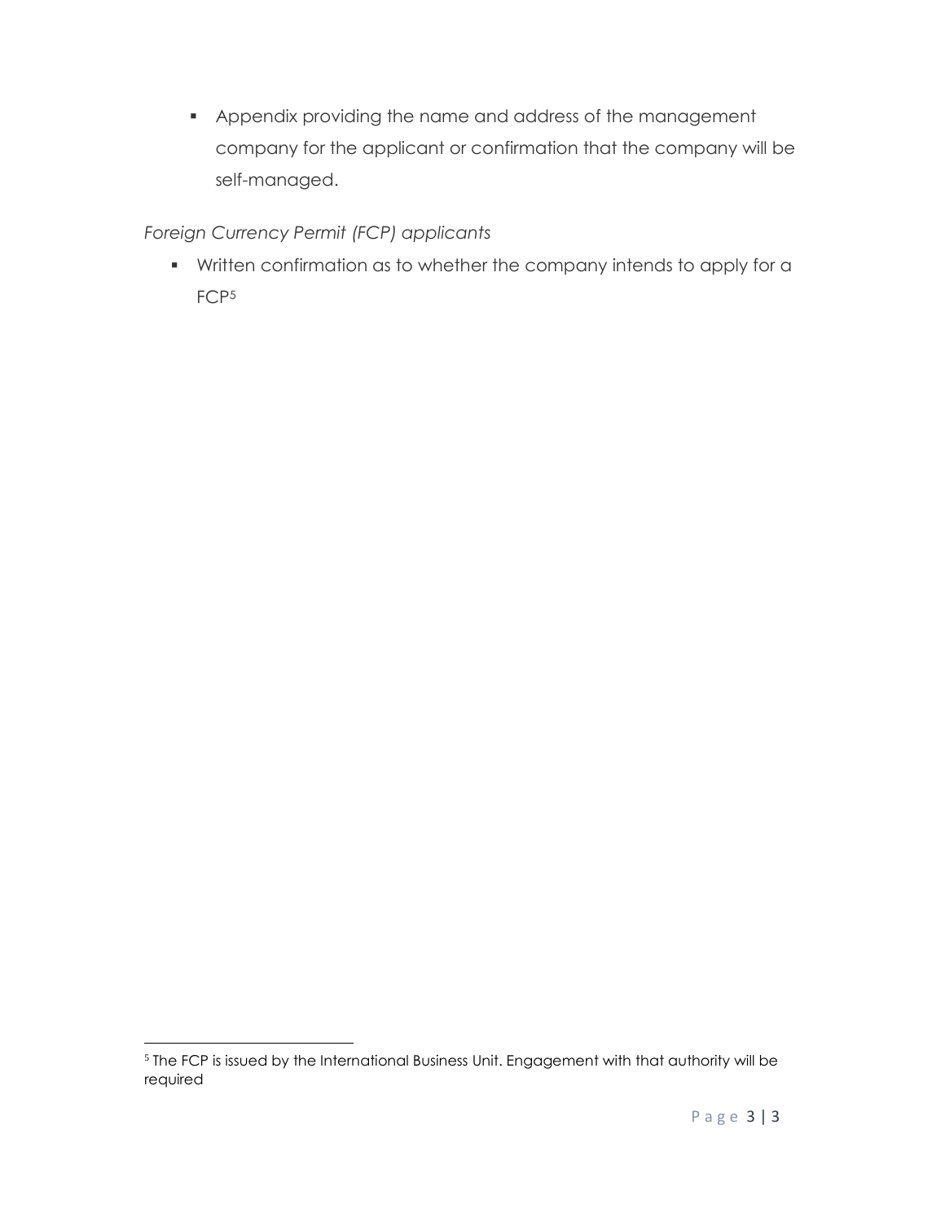- Appendix providing the name and address of the management company for the applicant or confirmation that the company will be self-managed.

*Foreign Currency Permit (FCP) applicants*

- Written confirmation as to whether the company intends to apply for a FCP[5]

[5] The FCP is issued by the International Business Unit. Engagement with that authority will be required